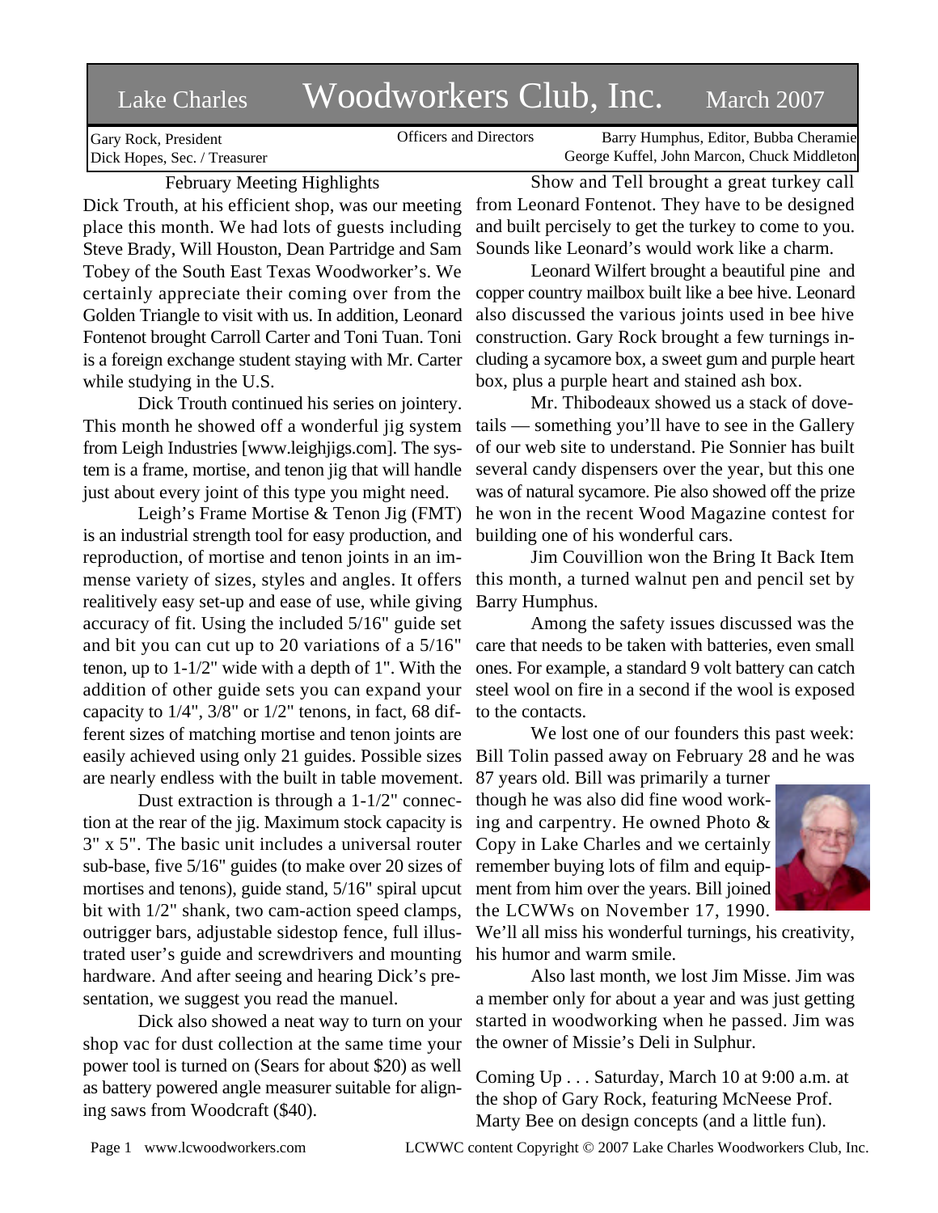# Lake Charles Woodworkers Club, Inc. March 2007

Gary Rock, President
Dick Hopes, Sec. / Treasurer

Officers and Directors

Barry Humphus, Editor, Bubba Cheramie
George Kuffel, John Marcon, Chuck Middleton

## February Meeting Highlights

Dick Trouth, at his efficient shop, was our meeting place this month. We had lots of guests including Steve Brady, Will Houston, Dean Partridge and Sam Tobey of the South East Texas Woodworker's. We certainly appreciate their coming over from the Golden Triangle to visit with us. In addition, Leonard Fontenot brought Carroll Carter and Toni Tuan. Toni is a foreign exchange student staying with Mr. Carter while studying in the U.S.

Dick Trouth continued his series on jointery. This month he showed off a wonderful jig system from Leigh Industries [www.leighjigs.com]. The system is a frame, mortise, and tenon jig that will handle just about every joint of this type you might need.

Leigh's Frame Mortise & Tenon Jig (FMT) is an industrial strength tool for easy production, and reproduction, of mortise and tenon joints in an immense variety of sizes, styles and angles. It offers realitively easy set-up and ease of use, while giving accuracy of fit. Using the included 5/16" guide set and bit you can cut up to 20 variations of a 5/16" tenon, up to 1-1/2" wide with a depth of 1". With the addition of other guide sets you can expand your capacity to 1/4", 3/8" or 1/2" tenons, in fact, 68 different sizes of matching mortise and tenon joints are easily achieved using only 21 guides. Possible sizes are nearly endless with the built in table movement.

Dust extraction is through a 1-1/2" connection at the rear of the jig. Maximum stock capacity is 3" x 5". The basic unit includes a universal router sub-base, five 5/16" guides (to make over 20 sizes of mortises and tenons), guide stand, 5/16" spiral upcut bit with 1/2" shank, two cam-action speed clamps, outrigger bars, adjustable sidestop fence, full illustrated user's guide and screwdrivers and mounting hardware. And after seeing and hearing Dick's presentation, we suggest you read the manuel.

Dick also showed a neat way to turn on your shop vac for dust collection at the same time your power tool is turned on (Sears for about $20) as well as battery powered angle measurer suitable for aligning saws from Woodcraft ($40).

Show and Tell brought a great turkey call from Leonard Fontenot. They have to be designed and built percisely to get the turkey to come to you. Sounds like Leonard's would work like a charm.

Leonard Wilfert brought a beautiful pine and copper country mailbox built like a bee hive. Leonard also discussed the various joints used in bee hive construction. Gary Rock brought a few turnings including a sycamore box, a sweet gum and purple heart box, plus a purple heart and stained ash box.

Mr. Thibodeaux showed us a stack of dovetails — something you'll have to see in the Gallery of our web site to understand. Pie Sonnier has built several candy dispensers over the year, but this one was of natural sycamore. Pie also showed off the prize he won in the recent Wood Magazine contest for building one of his wonderful cars.

Jim Couvillion won the Bring It Back Item this month, a turned walnut pen and pencil set by Barry Humphus.

Among the safety issues discussed was the care that needs to be taken with batteries, even small ones. For example, a standard 9 volt battery can catch steel wool on fire in a second if the wool is exposed to the contacts.

We lost one of our founders this past week: Bill Tolin passed away on February 28 and he was 87 years old. Bill was primarily a turner though he was also did fine wood working and carpentry. He owned Photo & Copy in Lake Charles and we certainly remember buying lots of film and equipment from him over the years. Bill joined the LCWWs on November 17, 1990. We'll all miss his wonderful turnings, his creativity, his humor and warm smile.

Also last month, we lost Jim Misse. Jim was a member only for about a year and was just getting started in woodworking when he passed. Jim was the owner of Missie's Deli in Sulphur.

Coming Up . . . Saturday, March 10 at 9:00 a.m. at the shop of Gary Rock, featuring McNeese Prof. Marty Bee on design concepts (and a little fun).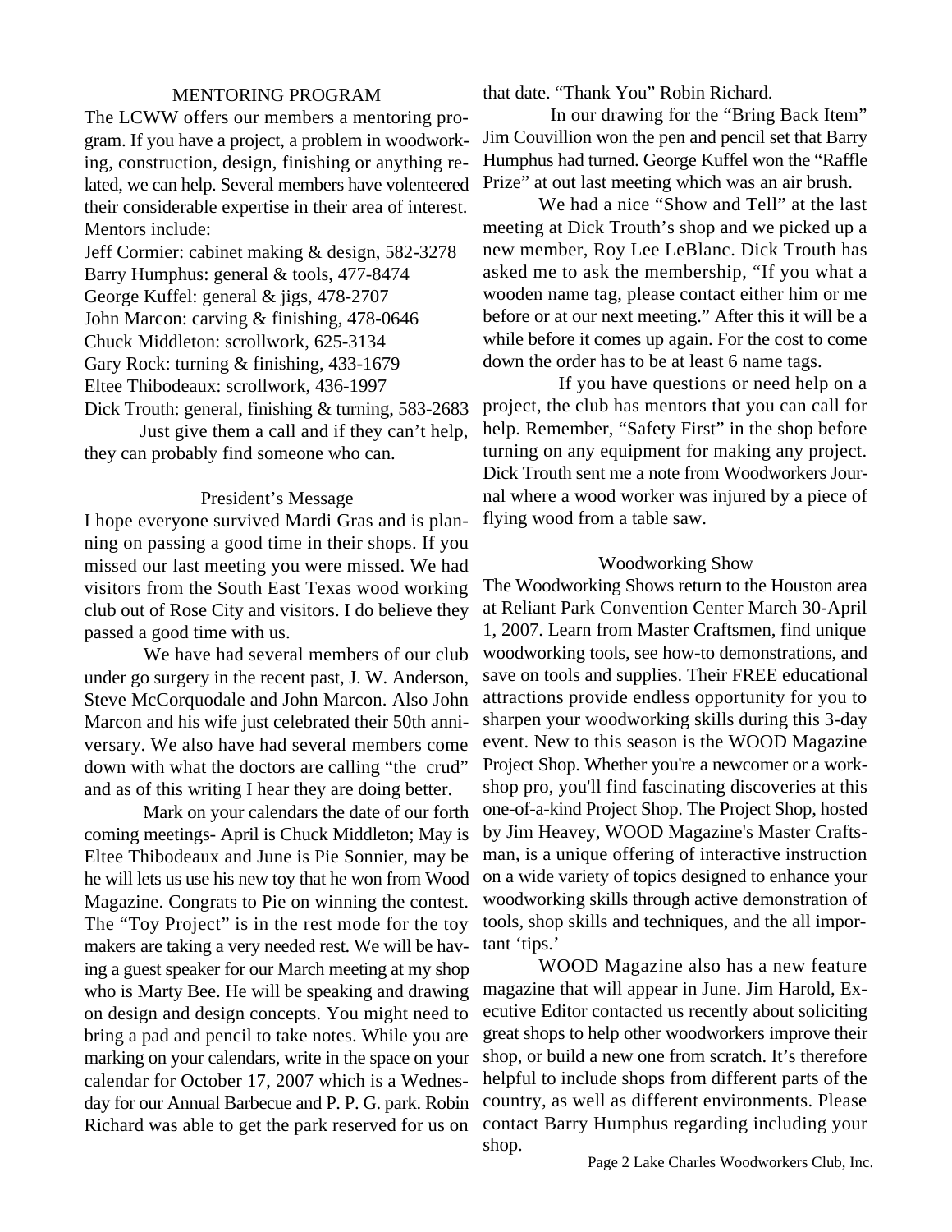## MENTORING PROGRAM

The LCWW offers our members a mentoring program. If you have a project, a problem in woodworking, construction, design, finishing or anything related, we can help. Several members have volenteered their considerable expertise in their area of interest. Mentors include:

Jeff Cormier: cabinet making & design, 582-3278
Barry Humphus: general & tools, 477-8474
George Kuffel: general & jigs, 478-2707
John Marcon: carving & finishing, 478-0646
Chuck Middleton: scrollwork, 625-3134
Gary Rock: turning & finishing, 433-1679
Eltee Thibodeaux: scrollwork, 436-1997
Dick Trouth: general, finishing & turning, 583-2683

Just give them a call and if they can't help, they can probably find someone who can.

## President's Message

I hope everyone survived Mardi Gras and is planning on passing a good time in their shops. If you missed our last meeting you were missed. We had visitors from the South East Texas wood working club out of Rose City and visitors. I do believe they passed a good time with us.

We have had several members of our club under go surgery in the recent past, J. W. Anderson, Steve McCorquodale and John Marcon. Also John Marcon and his wife just celebrated their 50th anniversary. We also have had several members come down with what the doctors are calling "the crud" and as of this writing I hear they are doing better.

Mark on your calendars the date of our forth coming meetings- April is Chuck Middleton; May is Eltee Thibodeaux and June is Pie Sonnier, may be he will lets us use his new toy that he won from Wood Magazine. Congrats to Pie on winning the contest. The "Toy Project" is in the rest mode for the toy makers are taking a very needed rest. We will be having a guest speaker for our March meeting at my shop who is Marty Bee. He will be speaking and drawing on design and design concepts. You might need to bring a pad and pencil to take notes. While you are marking on your calendars, write in the space on your calendar for October 17, 2007 which is a Wednesday for our Annual Barbecue and P. P. G. park. Robin Richard was able to get the park reserved for us on that date. "Thank You" Robin Richard.

In our drawing for the "Bring Back Item" Jim Couvillion won the pen and pencil set that Barry Humphus had turned. George Kuffel won the "Raffle Prize" at out last meeting which was an air brush.

We had a nice "Show and Tell" at the last meeting at Dick Trouth's shop and we picked up a new member, Roy Lee LeBlanc. Dick Trouth has asked me to ask the membership, "If you what a wooden name tag, please contact either him or me before or at our next meeting." After this it will be a while before it comes up again. For the cost to come down the order has to be at least 6 name tags.

If you have questions or need help on a project, the club has mentors that you can call for help. Remember, "Safety First" in the shop before turning on any equipment for making any project. Dick Trouth sent me a note from Woodworkers Journal where a wood worker was injured by a piece of flying wood from a table saw.

## Woodworking Show

The Woodworking Shows return to the Houston area at Reliant Park Convention Center March 30-April 1, 2007. Learn from Master Craftsmen, find unique woodworking tools, see how-to demonstrations, and save on tools and supplies. Their FREE educational attractions provide endless opportunity for you to sharpen your woodworking skills during this 3-day event. New to this season is the WOOD Magazine Project Shop. Whether you're a newcomer or a workshop pro, you'll find fascinating discoveries at this one-of-a-kind Project Shop. The Project Shop, hosted by Jim Heavey, WOOD Magazine's Master Craftsman, is a unique offering of interactive instruction on a wide variety of topics designed to enhance your woodworking skills through active demonstration of tools, shop skills and techniques, and the all important 'tips.'

WOOD Magazine also has a new feature magazine that will appear in June. Jim Harold, Executive Editor contacted us recently about soliciting great shops to help other woodworkers improve their shop, or build a new one from scratch. It's therefore helpful to include shops from different parts of the country, as well as different environments. Please contact Barry Humphus regarding including your shop.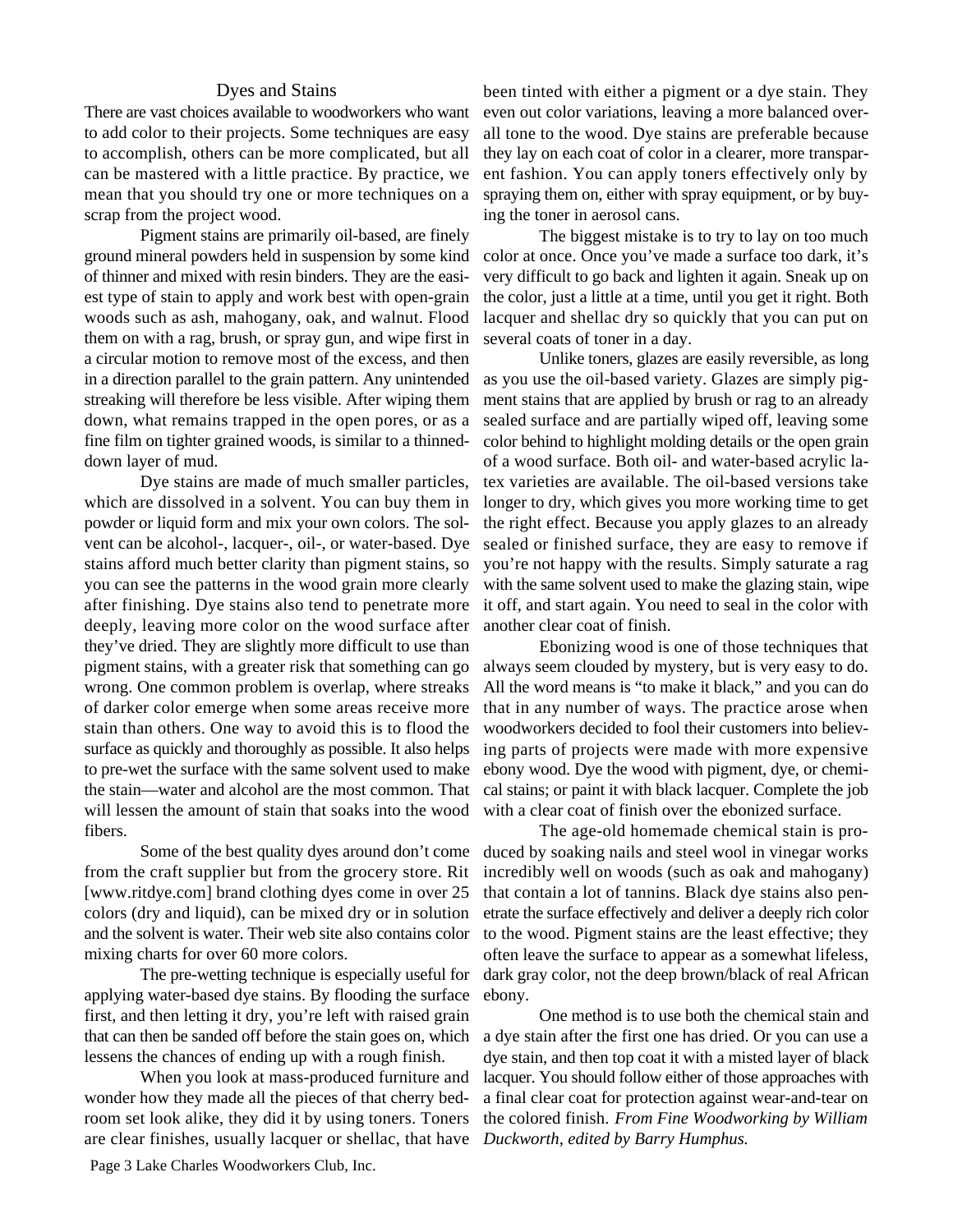## Dyes and Stains

There are vast choices available to woodworkers who want to add color to their projects. Some techniques are easy to accomplish, others can be more complicated, but all can be mastered with a little practice. By practice, we mean that you should try one or more techniques on a scrap from the project wood.

Pigment stains are primarily oil-based, are finely ground mineral powders held in suspension by some kind of thinner and mixed with resin binders. They are the easiest type of stain to apply and work best with open-grain woods such as ash, mahogany, oak, and walnut. Flood them on with a rag, brush, or spray gun, and wipe first in a circular motion to remove most of the excess, and then in a direction parallel to the grain pattern. Any unintended streaking will therefore be less visible. After wiping them down, what remains trapped in the open pores, or as a fine film on tighter grained woods, is similar to a thinned-down layer of mud.

Dye stains are made of much smaller particles, which are dissolved in a solvent. You can buy them in powder or liquid form and mix your own colors. The solvent can be alcohol-, lacquer-, oil-, or water-based. Dye stains afford much better clarity than pigment stains, so you can see the patterns in the wood grain more clearly after finishing. Dye stains also tend to penetrate more deeply, leaving more color on the wood surface after they've dried. They are slightly more difficult to use than pigment stains, with a greater risk that something can go wrong. One common problem is overlap, where streaks of darker color emerge when some areas receive more stain than others. One way to avoid this is to flood the surface as quickly and thoroughly as possible. It also helps to pre-wet the surface with the same solvent used to make the stain—water and alcohol are the most common. That will lessen the amount of stain that soaks into the wood fibers.

Some of the best quality dyes around don't come from the craft supplier but from the grocery store. Rit [www.ritdye.com] brand clothing dyes come in over 25 colors (dry and liquid), can be mixed dry or in solution and the solvent is water. Their web site also contains color mixing charts for over 60 more colors.

The pre-wetting technique is especially useful for applying water-based dye stains. By flooding the surface first, and then letting it dry, you're left with raised grain that can then be sanded off before the stain goes on, which lessens the chances of ending up with a rough finish.

When you look at mass-produced furniture and wonder how they made all the pieces of that cherry bedroom set look alike, they did it by using toners. Toners are clear finishes, usually lacquer or shellac, that have been tinted with either a pigment or a dye stain. They even out color variations, leaving a more balanced overall tone to the wood. Dye stains are preferable because they lay on each coat of color in a clearer, more transparent fashion. You can apply toners effectively only by spraying them on, either with spray equipment, or by buying the toner in aerosol cans.

The biggest mistake is to try to lay on too much color at once. Once you've made a surface too dark, it's very difficult to go back and lighten it again. Sneak up on the color, just a little at a time, until you get it right. Both lacquer and shellac dry so quickly that you can put on several coats of toner in a day.

Unlike toners, glazes are easily reversible, as long as you use the oil-based variety. Glazes are simply pigment stains that are applied by brush or rag to an already sealed surface and are partially wiped off, leaving some color behind to highlight molding details or the open grain of a wood surface. Both oil- and water-based acrylic latex varieties are available. The oil-based versions take longer to dry, which gives you more working time to get the right effect. Because you apply glazes to an already sealed or finished surface, they are easy to remove if you're not happy with the results. Simply saturate a rag with the same solvent used to make the glazing stain, wipe it off, and start again. You need to seal in the color with another clear coat of finish.

Ebonizing wood is one of those techniques that always seem clouded by mystery, but is very easy to do. All the word means is "to make it black," and you can do that in any number of ways. The practice arose when woodworkers decided to fool their customers into believing parts of projects were made with more expensive ebony wood. Dye the wood with pigment, dye, or chemical stains; or paint it with black lacquer. Complete the job with a clear coat of finish over the ebonized surface.

The age-old homemade chemical stain is produced by soaking nails and steel wool in vinegar works incredibly well on woods (such as oak and mahogany) that contain a lot of tannins. Black dye stains also penetrate the surface effectively and deliver a deeply rich color to the wood. Pigment stains are the least effective; they often leave the surface to appear as a somewhat lifeless, dark gray color, not the deep brown/black of real African ebony.

One method is to use both the chemical stain and a dye stain after the first one has dried. Or you can use a dye stain, and then top coat it with a misted layer of black lacquer. You should follow either of those approaches with a final clear coat for protection against wear-and-tear on the colored finish. *From Fine Woodworking by William Duckworth, edited by Barry Humphus.*